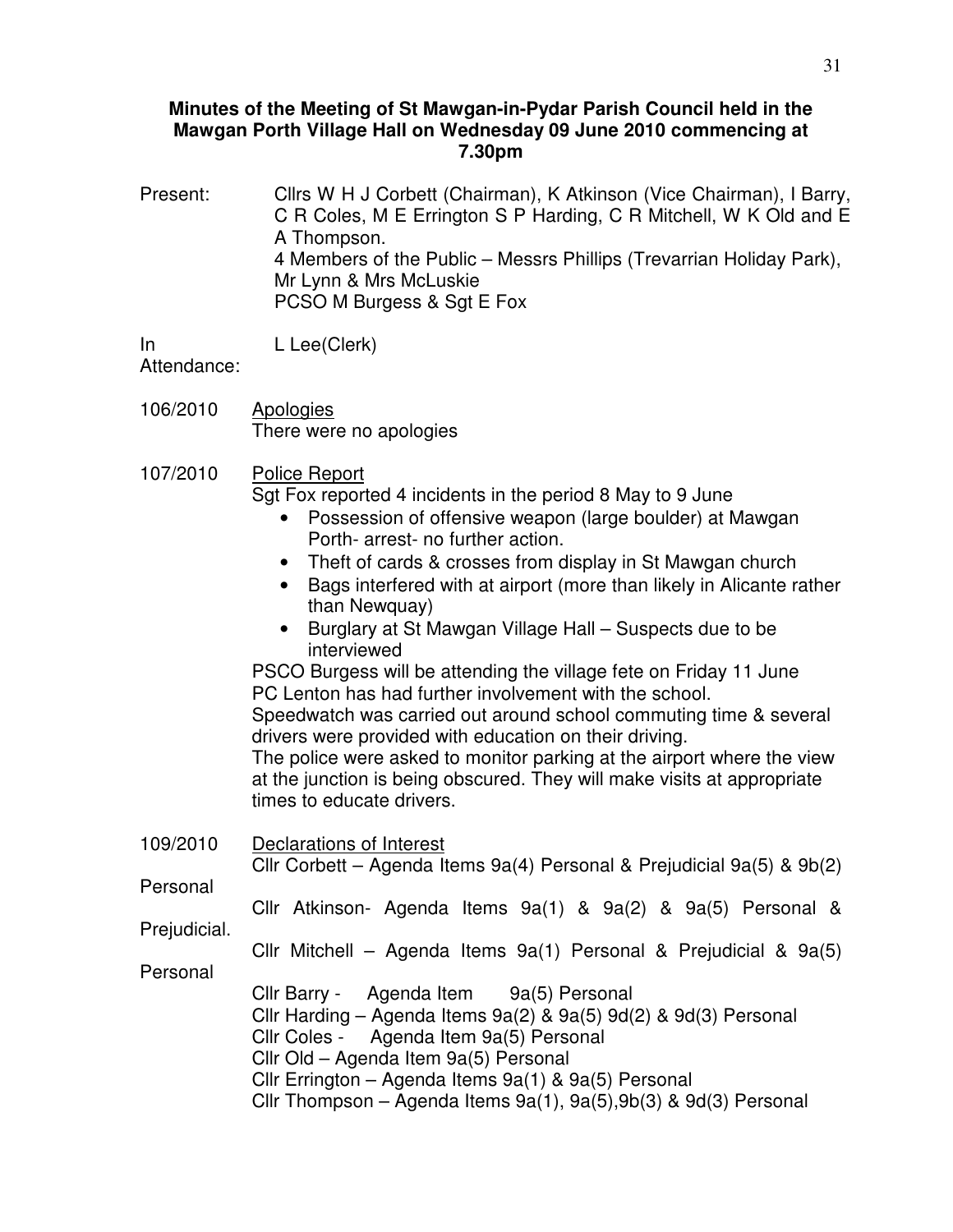**Minutes of the Meeting of St Mawgan-in-Pydar Parish Council held in the Mawgan Porth Village Hall on Wednesday 09 June 2010 commencing at 7.30pm**

Present: Cllrs W H J Corbett (Chairman), K Atkinson (Vice Chairman), I Barry, C R Coles, M E Errington S P Harding, C R Mitchell, W K Old and E A Thompson.
4 Members of the Public – Messrs Phillips (Trevarrian Holiday Park), Mr Lynn & Mrs McLuskie
PCSO M Burgess & Sgt E Fox

In Attendance: L Lee(Clerk)

106/2010 Apologies

There were no apologies

107/2010 Police Report

Sgt Fox reported 4 incidents in the period 8 May to 9 June

- Possession of offensive weapon (large boulder) at Mawgan Porth- arrest- no further action.
- Theft of cards & crosses from display in St Mawgan church
- Bags interfered with at airport (more than likely in Alicante rather than Newquay)
- Burglary at St Mawgan Village Hall – Suspects due to be interviewed

PSCO Burgess will be attending the village fete on Friday 11 June
PC Lenton has had further involvement with the school.
Speedwatch was carried out around school commuting time & several drivers were provided with education on their driving.
The police were asked to monitor parking at the airport where the view at the junction is being obscured. They will make visits at appropriate times to educate drivers.

109/2010 Declarations of Interest

Cllr Corbett – Agenda Items 9a(4) Personal & Prejudicial 9a(5) & 9b(2) Personal
Cllr Atkinson- Agenda Items 9a(1) & 9a(2) & 9a(5) Personal & Prejudicial.
Cllr Mitchell – Agenda Items 9a(1) Personal & Prejudicial & 9a(5) Personal
Cllr Barry - Agenda Item 9a(5) Personal
Cllr Harding – Agenda Items 9a(2) & 9a(5) 9d(2) & 9d(3) Personal
Cllr Coles - Agenda Item 9a(5) Personal
Cllr Old – Agenda Item 9a(5) Personal
Cllr Errington – Agenda Items 9a(1) & 9a(5) Personal
Cllr Thompson – Agenda Items 9a(1), 9a(5),9b(3) & 9d(3) Personal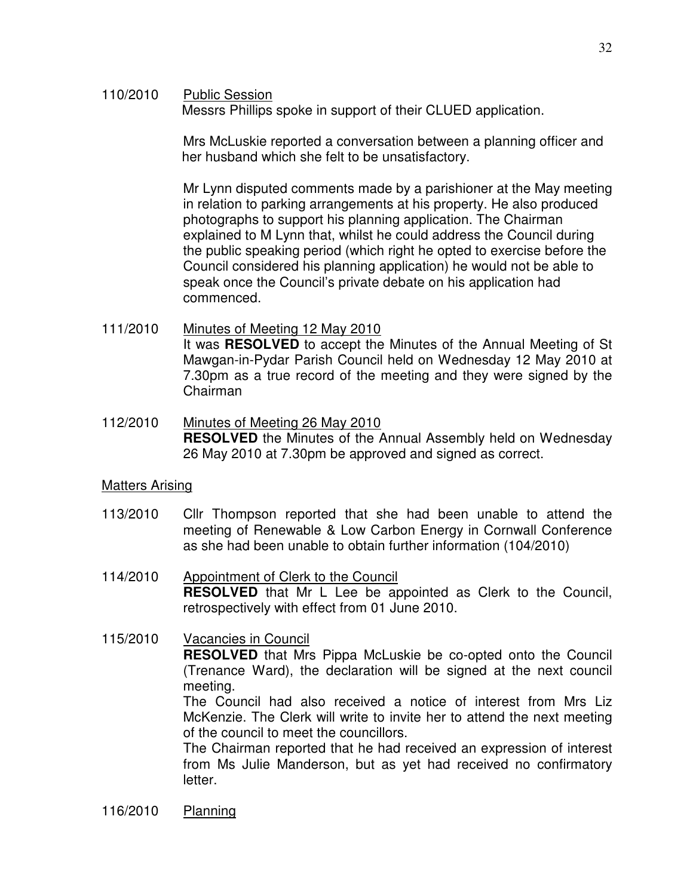110/2010 Public Session

Messrs Phillips spoke in support of their CLUED application.

Mrs McLuskie reported a conversation between a planning officer and her husband which she felt to be unsatisfactory.

Mr Lynn disputed comments made by a parishioner at the May meeting in relation to parking arrangements at his property. He also produced photographs to support his planning application. The Chairman explained to M Lynn that, whilst he could address the Council during the public speaking period (which right he opted to exercise before the Council considered his planning application) he would not be able to speak once the Council's private debate on his application had commenced.

111/2010 Minutes of Meeting 12 May 2010

It was **RESOLVED** to accept the Minutes of the Annual Meeting of St Mawgan-in-Pydar Parish Council held on Wednesday 12 May 2010 at 7.30pm as a true record of the meeting and they were signed by the Chairman

112/2010 Minutes of Meeting 26 May 2010

**RESOLVED** the Minutes of the Annual Assembly held on Wednesday 26 May 2010 at 7.30pm be approved and signed as correct.

Matters Arising

113/2010 Cllr Thompson reported that she had been unable to attend the meeting of Renewable & Low Carbon Energy in Cornwall Conference as she had been unable to obtain further information (104/2010)

114/2010 Appointment of Clerk to the Council

**RESOLVED** that Mr L Lee be appointed as Clerk to the Council, retrospectively with effect from 01 June 2010.

115/2010 Vacancies in Council

**RESOLVED** that Mrs Pippa McLuskie be co-opted onto the Council (Trenance Ward), the declaration will be signed at the next council meeting.

The Council had also received a notice of interest from Mrs Liz McKenzie. The Clerk will write to invite her to attend the next meeting of the council to meet the councillors.

The Chairman reported that he had received an expression of interest from Ms Julie Manderson, but as yet had received no confirmatory letter.

116/2010 Planning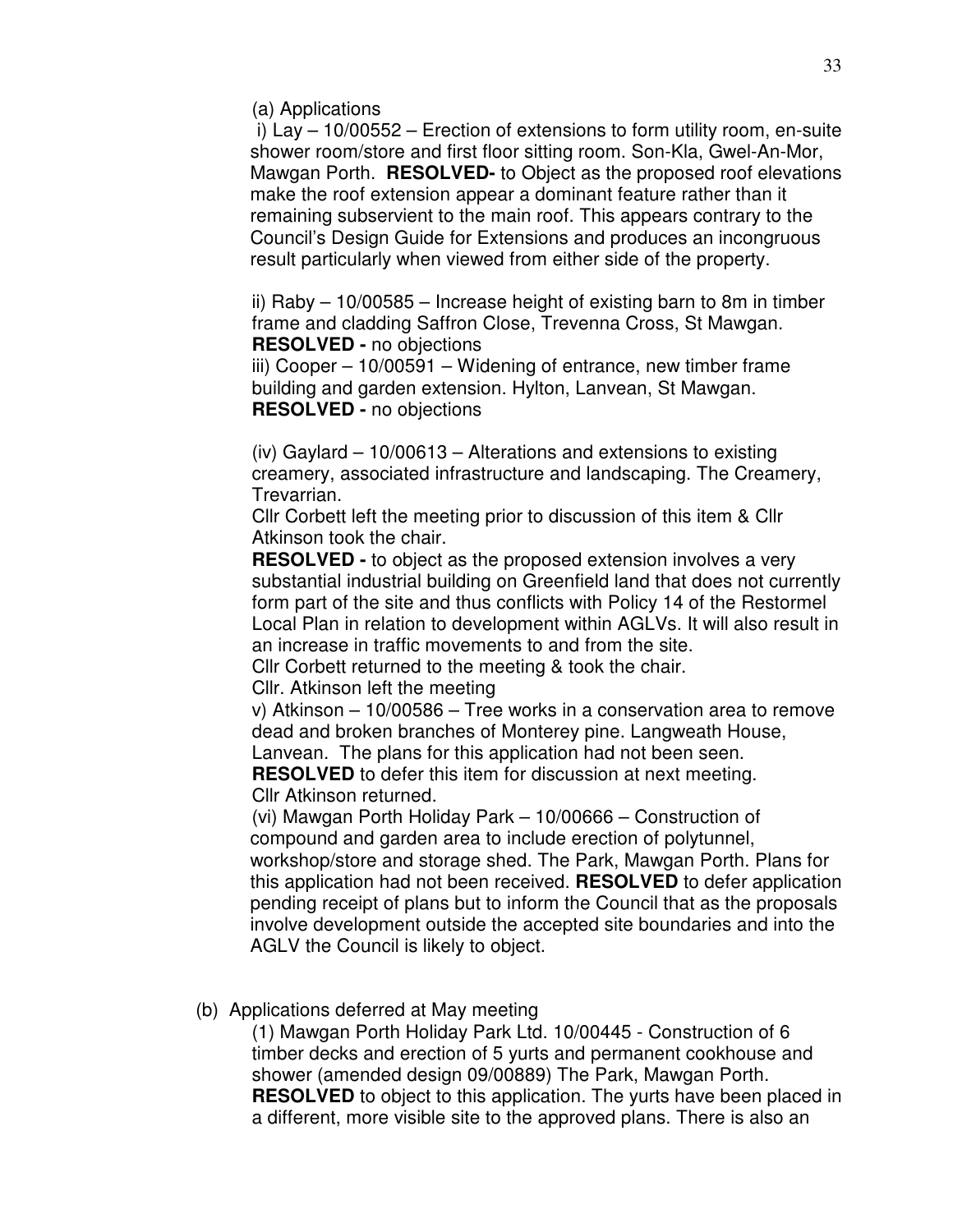(a) Applications

i) Lay – 10/00552 – Erection of extensions to form utility room, en-suite shower room/store and first floor sitting room. Son-Kla, Gwel-An-Mor, Mawgan Porth. **RESOLVED-** to Object as the proposed roof elevations make the roof extension appear a dominant feature rather than it remaining subservient to the main roof. This appears contrary to the Council's Design Guide for Extensions and produces an incongruous result particularly when viewed from either side of the property.

ii) Raby – 10/00585 – Increase height of existing barn to 8m in timber frame and cladding Saffron Close, Trevenna Cross, St Mawgan. **RESOLVED -** no objections

iii) Cooper – 10/00591 – Widening of entrance, new timber frame building and garden extension. Hylton, Lanvean, St Mawgan. **RESOLVED -** no objections

(iv) Gaylard – 10/00613 – Alterations and extensions to existing creamery, associated infrastructure and landscaping. The Creamery, Trevarrian.

Cllr Corbett left the meeting prior to discussion of this item & Cllr Atkinson took the chair.

**RESOLVED -** to object as the proposed extension involves a very substantial industrial building on Greenfield land that does not currently form part of the site and thus conflicts with Policy 14 of the Restormel Local Plan in relation to development within AGLVs. It will also result in an increase in traffic movements to and from the site.

Cllr Corbett returned to the meeting & took the chair.

Cllr. Atkinson left the meeting

v) Atkinson – 10/00586 – Tree works in a conservation area to remove dead and broken branches of Monterey pine. Langweath House, Lanvean. The plans for this application had not been seen.

**RESOLVED** to defer this item for discussion at next meeting.

Cllr Atkinson returned.

(vi) Mawgan Porth Holiday Park – 10/00666 – Construction of compound and garden area to include erection of polytunnel, workshop/store and storage shed. The Park, Mawgan Porth. Plans for this application had not been received. **RESOLVED** to defer application pending receipt of plans but to inform the Council that as the proposals involve development outside the accepted site boundaries and into the AGLV the Council is likely to object.

(b) Applications deferred at May meeting

(1) Mawgan Porth Holiday Park Ltd. 10/00445 - Construction of 6 timber decks and erection of 5 yurts and permanent cookhouse and shower (amended design 09/00889) The Park, Mawgan Porth. **RESOLVED** to object to this application. The yurts have been placed in a different, more visible site to the approved plans. There is also an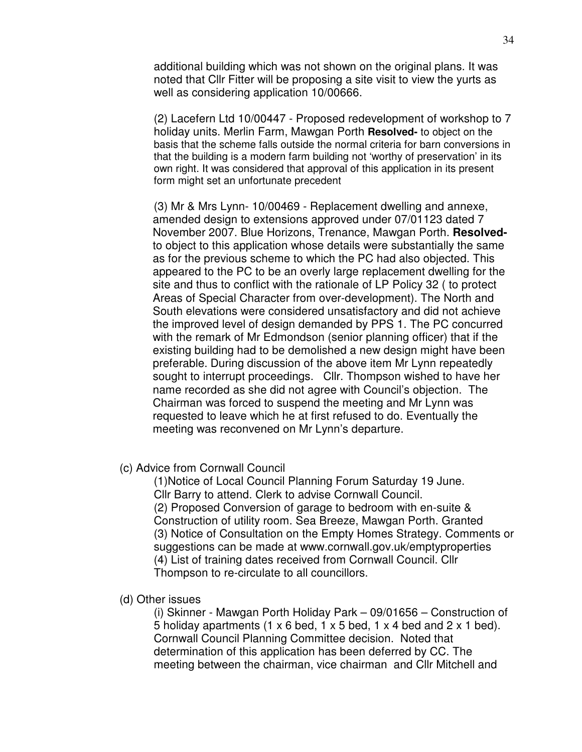additional building which was not shown on the original plans. It was noted that Cllr Fitter will be proposing a site visit to view the yurts as well as considering application 10/00666.

(2) Lacefern Ltd 10/00447 - Proposed redevelopment of workshop to 7 holiday units. Merlin Farm, Mawgan Porth **Resolved-** to object on the basis that the scheme falls outside the normal criteria for barn conversions in that the building is a modern farm building not 'worthy of preservation' in its own right. It was considered that approval of this application in its present form might set an unfortunate precedent

(3) Mr & Mrs Lynn- 10/00469 - Replacement dwelling and annexe, amended design to extensions approved under 07/01123 dated 7 November 2007. Blue Horizons, Trenance, Mawgan Porth. **Resolved-** to object to this application whose details were substantially the same as for the previous scheme to which the PC had also objected. This appeared to the PC to be an overly large replacement dwelling for the site and thus to conflict with the rationale of LP Policy 32 ( to protect Areas of Special Character from over-development). The North and South elevations were considered unsatisfactory and did not achieve the improved level of design demanded by PPS 1. The PC concurred with the remark of Mr Edmondson (senior planning officer) that if the existing building had to be demolished a new design might have been preferable. During discussion of the above item Mr Lynn repeatedly sought to interrupt proceedings. Cllr. Thompson wished to have her name recorded as she did not agree with Council's objection. The Chairman was forced to suspend the meeting and Mr Lynn was requested to leave which he at first refused to do. Eventually the meeting was reconvened on Mr Lynn's departure.

(c) Advice from Cornwall Council

(1)Notice of Local Council Planning Forum Saturday 19 June. Cllr Barry to attend. Clerk to advise Cornwall Council.
(2) Proposed Conversion of garage to bedroom with en-suite & Construction of utility room. Sea Breeze, Mawgan Porth. Granted
(3) Notice of Consultation on the Empty Homes Strategy. Comments or suggestions can be made at www.cornwall.gov.uk/emptyproperties
(4) List of training dates received from Cornwall Council. Cllr Thompson to re-circulate to all councillors.

(d) Other issues

(i) Skinner - Mawgan Porth Holiday Park – 09/01656 – Construction of 5 holiday apartments (1 x 6 bed, 1 x 5 bed, 1 x 4 bed and 2 x 1 bed). Cornwall Council Planning Committee decision. Noted that determination of this application has been deferred by CC. The meeting between the chairman, vice chairman and Cllr Mitchell and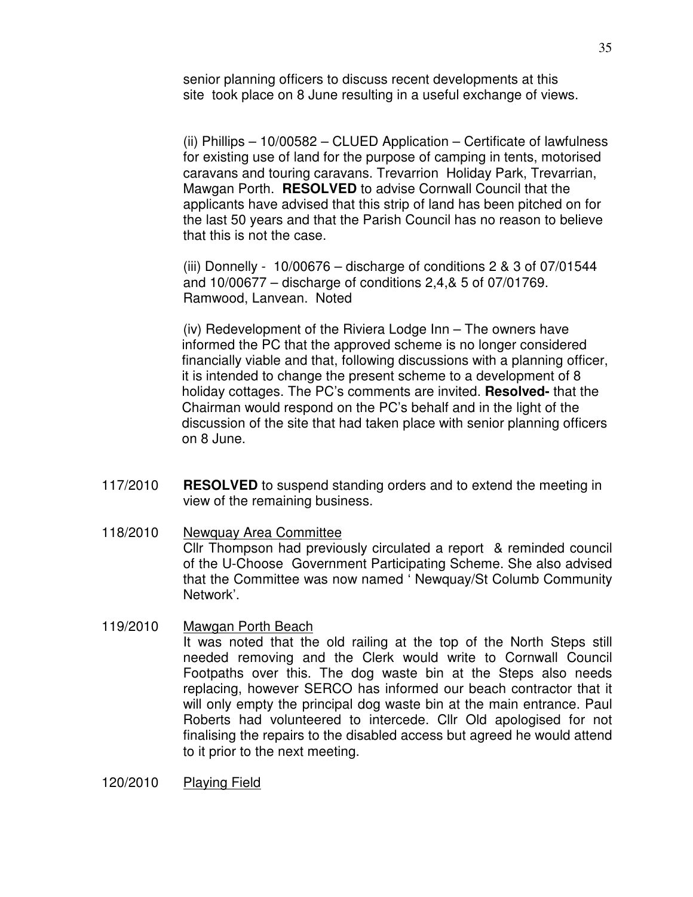senior planning officers to discuss recent developments at this site took place on 8 June resulting in a useful exchange of views.

(ii) Phillips – 10/00582 – CLUED Application – Certificate of lawfulness for existing use of land for the purpose of camping in tents, motorised caravans and touring caravans. Trevarrion Holiday Park, Trevarrian, Mawgan Porth. **RESOLVED** to advise Cornwall Council that the applicants have advised that this strip of land has been pitched on for the last 50 years and that the Parish Council has no reason to believe that this is not the case.

(iii) Donnelly - 10/00676 – discharge of conditions 2 & 3 of 07/01544 and 10/00677 – discharge of conditions 2,4,& 5 of 07/01769. Ramwood, Lanvean. Noted

(iv) Redevelopment of the Riviera Lodge Inn – The owners have informed the PC that the approved scheme is no longer considered financially viable and that, following discussions with a planning officer, it is intended to change the present scheme to a development of 8 holiday cottages. The PC's comments are invited. **Resolved-** that the Chairman would respond on the PC's behalf and in the light of the discussion of the site that had taken place with senior planning officers on 8 June.

117/2010 **RESOLVED** to suspend standing orders and to extend the meeting in view of the remaining business.

118/2010 Newquay Area Committee

Cllr Thompson had previously circulated a report & reminded council of the U-Choose Government Participating Scheme. She also advised that the Committee was now named ' Newquay/St Columb Community Network'.

119/2010 Mawgan Porth Beach

It was noted that the old railing at the top of the North Steps still needed removing and the Clerk would write to Cornwall Council Footpaths over this. The dog waste bin at the Steps also needs replacing, however SERCO has informed our beach contractor that it will only empty the principal dog waste bin at the main entrance. Paul Roberts had volunteered to intercede. Cllr Old apologised for not finalising the repairs to the disabled access but agreed he would attend to it prior to the next meeting.

120/2010 Playing Field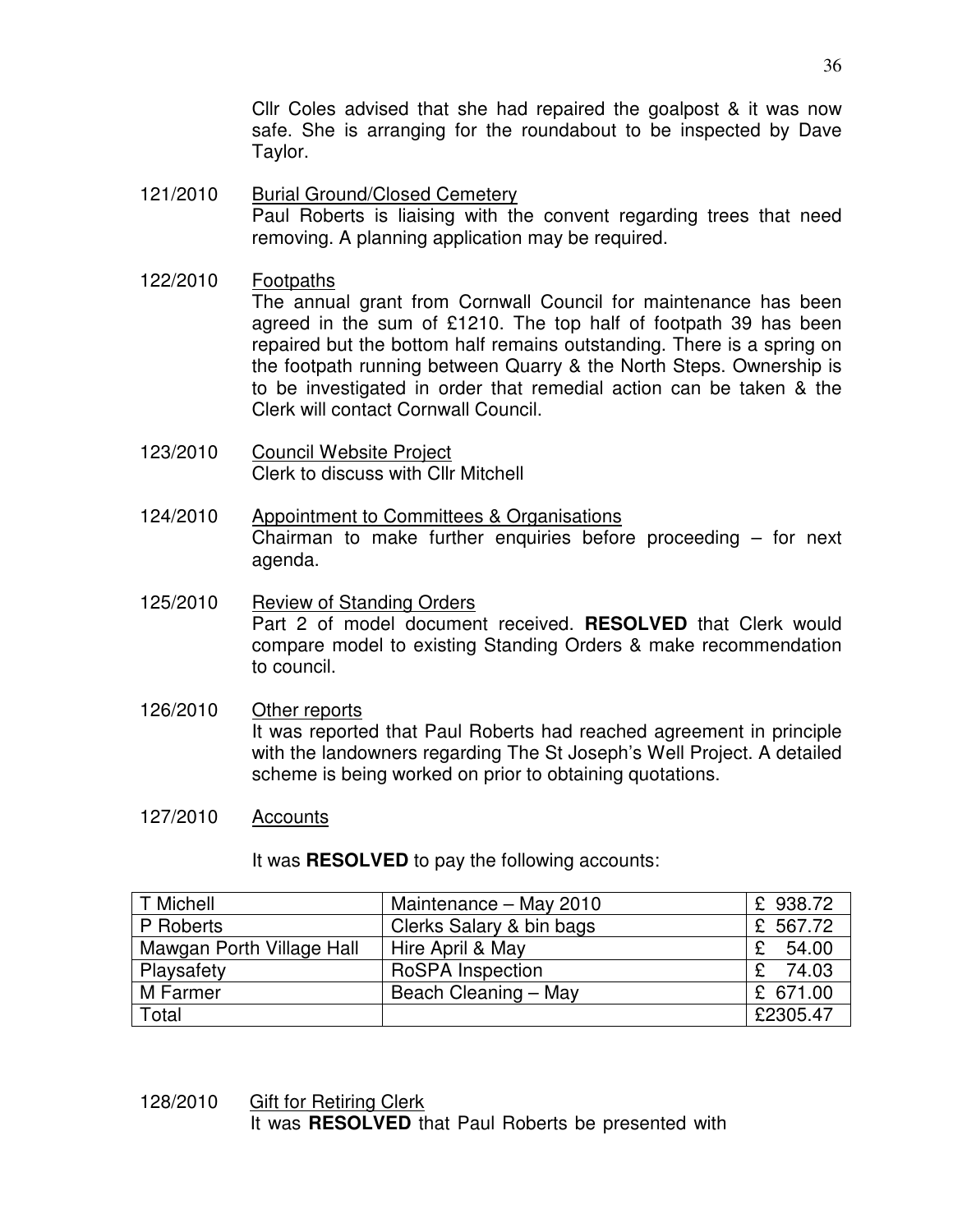Cllr Coles advised that she had repaired the goalpost & it was now safe. She is arranging for the roundabout to be inspected by Dave Taylor.

121/2010 Burial Ground/Closed Cemetery

Paul Roberts is liaising with the convent regarding trees that need removing. A planning application may be required.

122/2010 Footpaths

The annual grant from Cornwall Council for maintenance has been agreed in the sum of £1210. The top half of footpath 39 has been repaired but the bottom half remains outstanding. There is a spring on the footpath running between Quarry & the North Steps. Ownership is to be investigated in order that remedial action can be taken & the Clerk will contact Cornwall Council.

123/2010 Council Website Project

Clerk to discuss with Cllr Mitchell

124/2010 Appointment to Committees & Organisations

Chairman to make further enquiries before proceeding – for next agenda.

125/2010 Review of Standing Orders

Part 2 of model document received. **RESOLVED** that Clerk would compare model to existing Standing Orders & make recommendation to council.

126/2010 Other reports

It was reported that Paul Roberts had reached agreement in principle with the landowners regarding The St Joseph's Well Project. A detailed scheme is being worked on prior to obtaining quotations.

127/2010 Accounts

It was **RESOLVED** to pay the following accounts:

| T Michell | Maintenance – May 2010 | £ 938.72 |
|---|---|---|
| P Roberts | Clerks Salary & bin bags | £ 567.72 |
| Mawgan Porth Village Hall | Hire April & May | £ 54.00 |
| Playsafety | RoSPA Inspection | £ 74.03 |
| M Farmer | Beach Cleaning – May | £ 671.00 |
| Total | | £2305.47 |

128/2010 Gift for Retiring Clerk

It was **RESOLVED** that Paul Roberts be presented with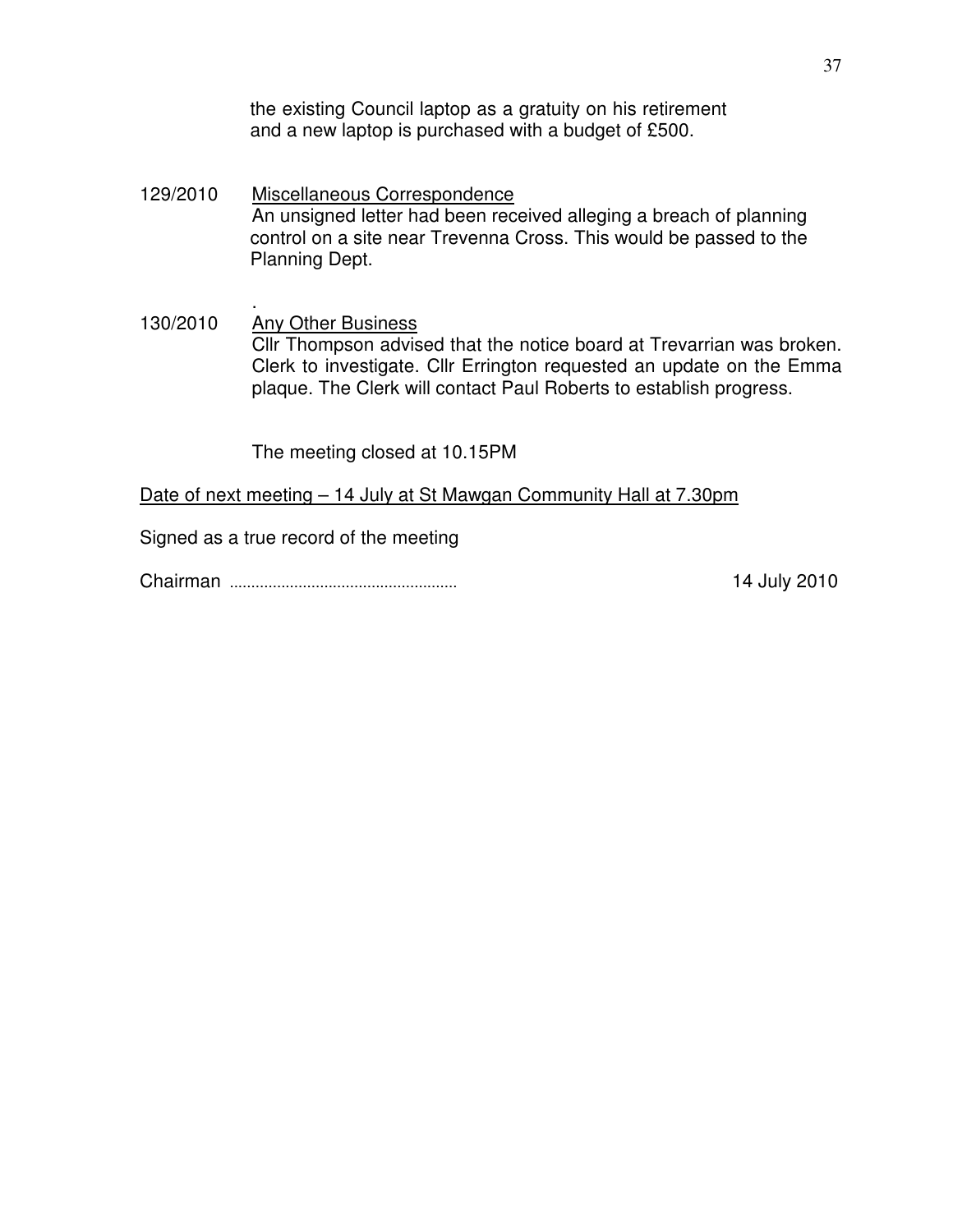the existing Council laptop as a gratuity on his retirement and a new laptop is purchased with a budget of £500.

129/2010 <u>Miscellaneous Correspondence</u>

An unsigned letter had been received alleging a breach of planning control on a site near Trevenna Cross. This would be passed to the Planning Dept.

.

130/2010 <u>Any Other Business</u>

Cllr Thompson advised that the notice board at Trevarrian was broken. Clerk to investigate. Cllr Errington requested an update on the Emma plaque. The Clerk will contact Paul Roberts to establish progress.

The meeting closed at 10.15PM

<u>Date of next meeting – 14 July at St Mawgan Community Hall at 7.30pm</u>

Signed as a true record of the meeting

Chairman ....................................................     14 July 2010